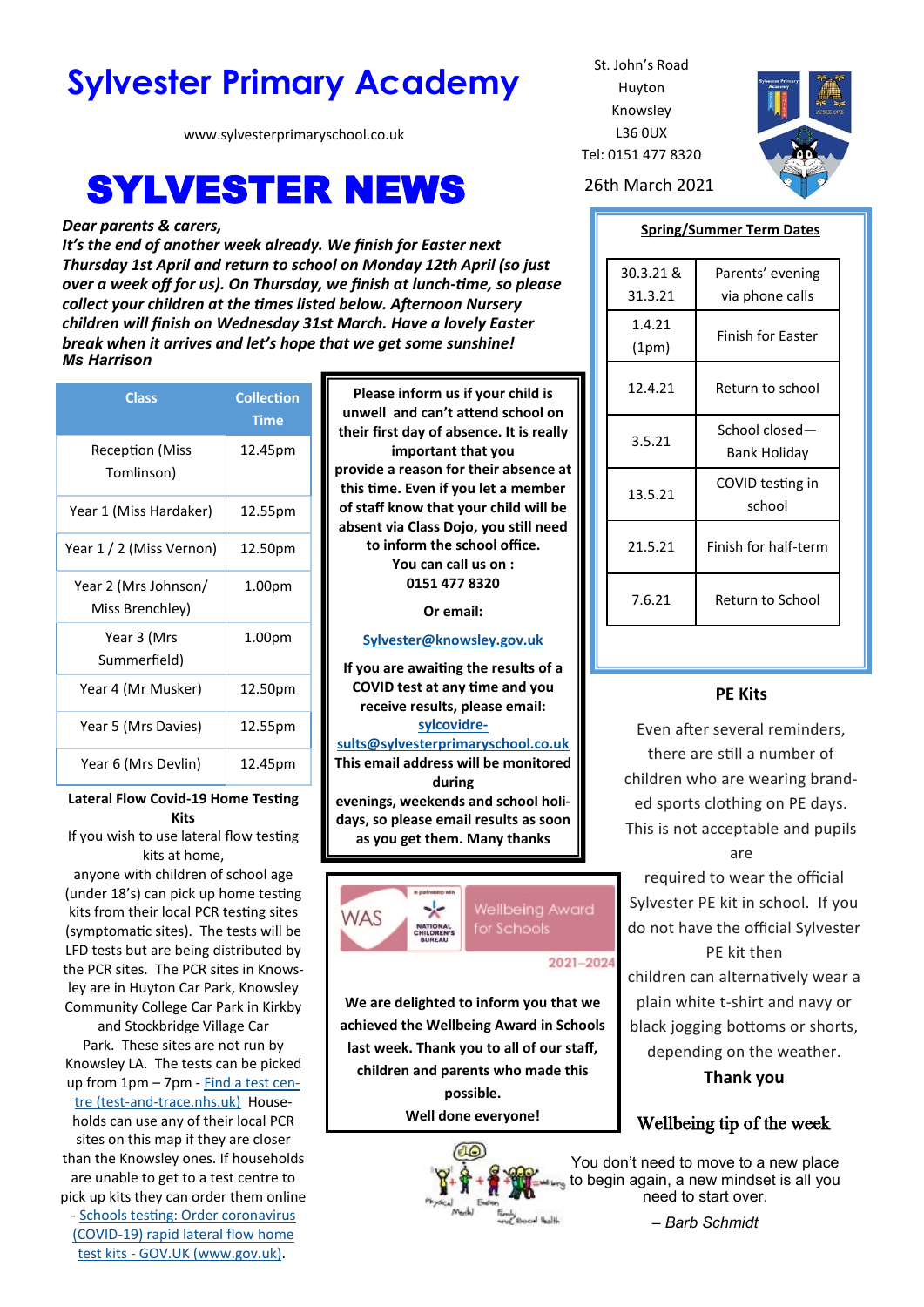# Sylvester Primary Academy

www.sylvesterprimaryschool.co.uk

St. John's Road
Huyton
Knowsley
L36 0UX
Tel: 0151 477 8320

# SYLVESTER NEWS

26th March 2021

***Dear parents & carers,***
***It's the end of another week already. We finish for Easter next Thursday 1st April and return to school on Monday 12th April (so just over a week off for us). On Thursday, we finish at lunch-time, so please collect your children at the times listed below. Afternoon Nursery children will finish on Wednesday 31st March. Have a lovely Easter break when it arrives and let's hope that we get some sunshine!***
***Ms Harrison***

| Class | Collection Time |
|---|---|
| Reception (Miss Tomlinson) | 12.45pm |
| Year 1 (Miss Hardaker) | 12.55pm |
| Year 1 / 2 (Miss Vernon) | 12.50pm |
| Year 2 (Mrs Johnson/ Miss Brenchley) | 1.00pm |
| Year 3 (Mrs Summerfield) | 1.00pm |
| Year 4 (Mr Musker) | 12.50pm |
| Year 5 (Mrs Davies) | 12.55pm |
| Year 6 (Mrs Devlin) | 12.45pm |

**Lateral Flow Covid-19 Home Testing Kits**

If you wish to use lateral flow testing kits at home, anyone with children of school age (under 18's) can pick up home testing kits from their local PCR testing sites (symptomatic sites). The tests will be LFD tests but are being distributed by the PCR sites. The PCR sites in Knowsley are in Huyton Car Park, Knowsley Community College Car Park in Kirkby and Stockbridge Village Car Park. These sites are not run by Knowsley LA. The tests can be picked up from 1pm – 7pm - Find a test centre (test-and-trace.nhs.uk) Households can use any of their local PCR sites on this map if they are closer than the Knowsley ones. If households are unable to get to a test centre to pick up kits they can order them online - Schools testing: Order coronavirus (COVID-19) rapid lateral flow home test kits - GOV.UK (www.gov.uk).

**Please inform us if your child is unwell and can't attend school on their first day of absence. It is really important that you provide a reason for their absence at this time. Even if you let a member of staff know that your child will be absent via Class Dojo, you still need to inform the school office.**
**You can call us on :**
**0151 477 8320**

**Or email:**

**Sylvester@knowsley.gov.uk**

**If you are awaiting the results of a COVID test at any time and you receive results, please email:**
**sylcovidresults@sylvesterprimaryschool.co.uk**
**This email address will be monitored during evenings, weekends and school holidays, so please email results as soon as you get them. Many thanks**

WAS — Wellbeing Award for Schools — in partnership with National Children's Bureau — 2021–2024

**We are delighted to inform you that we achieved the Wellbeing Award in Schools last week. Thank you to all of our staff, children and parents who made this possible.**
**Well done everyone!**

**Spring/Summer Term Dates**

| Date | Event |
|---|---|
| 30.3.21 & 31.3.21 | Parents' evening via phone calls |
| 1.4.21 (1pm) | Finish for Easter |
| 12.4.21 | Return to school |
| 3.5.21 | School closed— Bank Holiday |
| 13.5.21 | COVID testing in school |
| 21.5.21 | Finish for half-term |
| 7.6.21 | Return to School |

**PE Kits**

Even after several reminders, there are still a number of children who are wearing branded sports clothing on PE days. This is not acceptable and pupils are required to wear the official Sylvester PE kit in school. If you do not have the official Sylvester PE kit then children can alternatively wear a plain white t-shirt and navy or black jogging bottoms or shorts, depending on the weather.

**Thank you**

## Wellbeing tip of the week

You don't need to move to a new place to begin again, a new mindset is all you need to start over.

*– Barb Schmidt*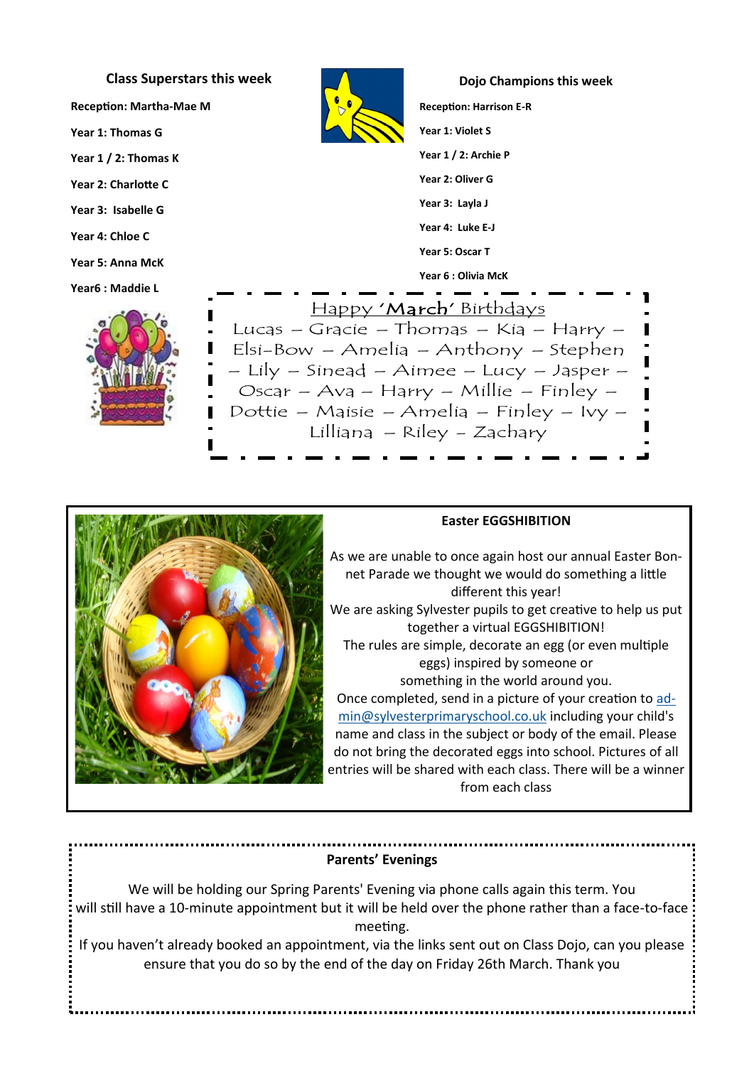### Class Superstars this week

**Reception: Martha-Mae M**

**Year 1: Thomas G**

**Year 1 / 2: Thomas K**

**Year 2: Charlotte C**

**Year 3: Isabelle G**

**Year 4: Chloe C**

**Year 5: Anna McK**

**Year6 : Maddie L**

### Dojo Champions this week

**Reception: Harrison E-R**

**Year 1: Violet S**

**Year 1 / 2: Archie P**

**Year 2: Oliver G**

**Year 3: Layla J**

**Year 4: Luke E-J**

**Year 5: Oscar T**

**Year 6 : Olivia McK**

### Happy '**March**' Birthdays

Lucas – Gracie – Thomas – Kia – Harry – Elsi–Bow – Amelia – Anthony – Stephen – Lily – Sinead – Aimee – Lucy – Jasper – Oscar – Ava – Harry – Millie – Finley – Dottie – Maisie – Amelia – Finley – Ivy – Lilliana – Riley – Zachary

### Easter EGGSHIBITION

As we are unable to once again host our annual Easter Bonnet Parade we thought we would do something a little different this year!

We are asking Sylvester pupils to get creative to help us put together a virtual EGGSHIBITION!

The rules are simple, decorate an egg (or even multiple eggs) inspired by someone or something in the world around you.

Once completed, send in a picture of your creation to admin@sylvesterprimaryschool.co.uk including your child's name and class in the subject or body of the email. Please do not bring the decorated eggs into school. Pictures of all entries will be shared with each class. There will be a winner from each class

### Parents' Evenings

We will be holding our Spring Parents' Evening via phone calls again this term. You will still have a 10-minute appointment but it will be held over the phone rather than a face-to-face meeting.

If you haven't already booked an appointment, via the links sent out on Class Dojo, can you please ensure that you do so by the end of the day on Friday 26th March. Thank you